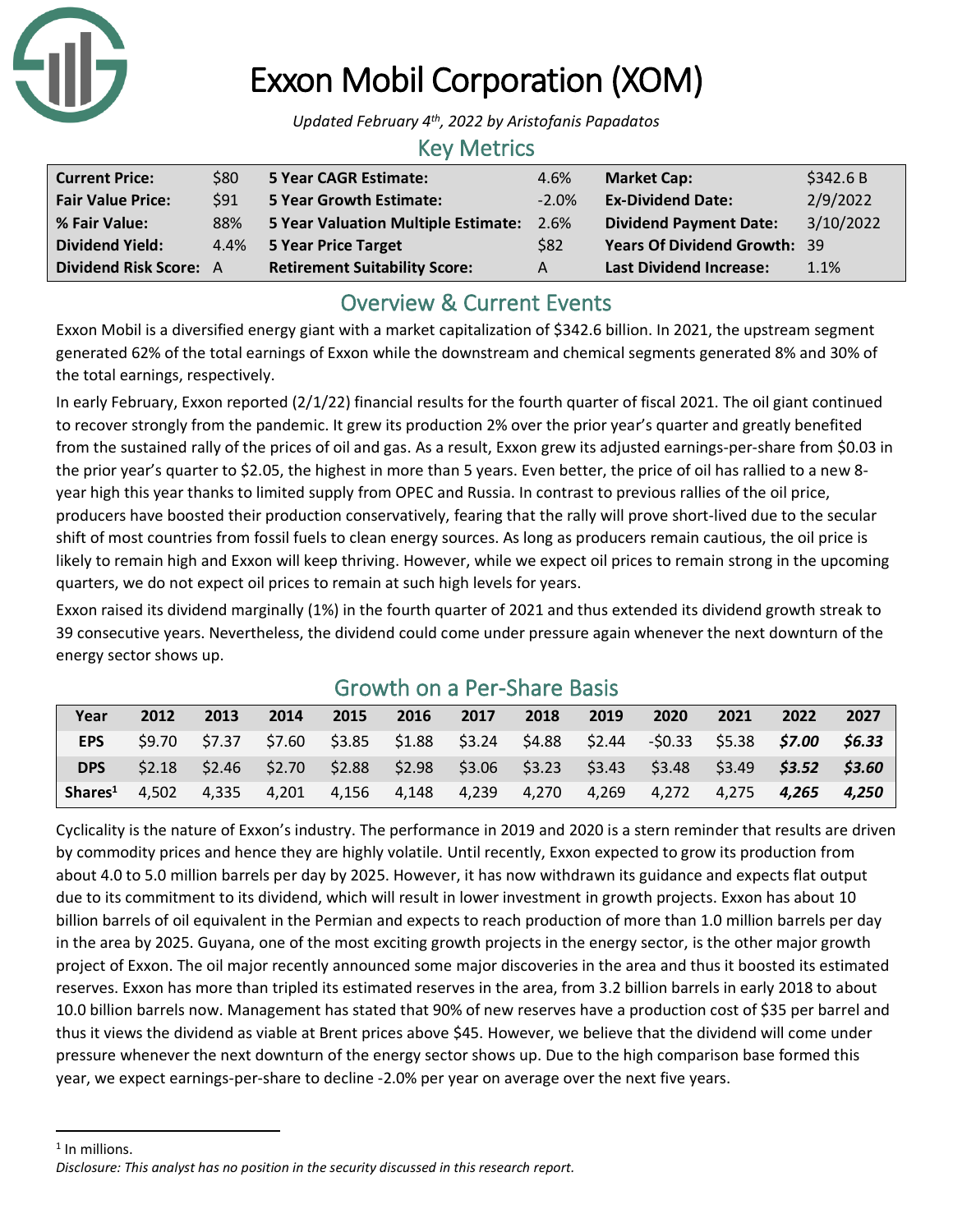# Exxon Mobil Corporation (XOM)

*Updated February 4th, 2022 by Aristofanis Papadatos*

## Key Metrics

| | | | | | |
|---|---|---|---|---|---|
| **Current Price:** | $80 | **5 Year CAGR Estimate:** | 4.6% | **Market Cap:** | $342.6 B |
| **Fair Value Price:** | $91 | **5 Year Growth Estimate:** | -2.0% | **Ex-Dividend Date:** | 2/9/2022 |
| **% Fair Value:** | 88% | **5 Year Valuation Multiple Estimate:** | 2.6% | **Dividend Payment Date:** | 3/10/2022 |
| **Dividend Yield:** | 4.4% | **5 Year Price Target** | $82 | **Years Of Dividend Growth:** | 39 |
| **Dividend Risk Score:** | A | **Retirement Suitability Score:** | A | **Last Dividend Increase:** | 1.1% |

## Overview & Current Events

Exxon Mobil is a diversified energy giant with a market capitalization of $342.6 billion. In 2021, the upstream segment generated 62% of the total earnings of Exxon while the downstream and chemical segments generated 8% and 30% of the total earnings, respectively.

In early February, Exxon reported (2/1/22) financial results for the fourth quarter of fiscal 2021. The oil giant continued to recover strongly from the pandemic. It grew its production 2% over the prior year's quarter and greatly benefited from the sustained rally of the prices of oil and gas. As a result, Exxon grew its adjusted earnings-per-share from $0.03 in the prior year's quarter to $2.05, the highest in more than 5 years. Even better, the price of oil has rallied to a new 8-year high this year thanks to limited supply from OPEC and Russia. In contrast to previous rallies of the oil price, producers have boosted their production conservatively, fearing that the rally will prove short-lived due to the secular shift of most countries from fossil fuels to clean energy sources. As long as producers remain cautious, the oil price is likely to remain high and Exxon will keep thriving. However, while we expect oil prices to remain strong in the upcoming quarters, we do not expect oil prices to remain at such high levels for years.

Exxon raised its dividend marginally (1%) in the fourth quarter of 2021 and thus extended its dividend growth streak to 39 consecutive years. Nevertheless, the dividend could come under pressure again whenever the next downturn of the energy sector shows up.

## Growth on a Per-Share Basis

| Year | 2012 | 2013 | 2014 | 2015 | 2016 | 2017 | 2018 | 2019 | 2020 | 2021 | 2022 | 2027 |
|---|---|---|---|---|---|---|---|---|---|---|---|---|
| **EPS** | $9.70 | $7.37 | $7.60 | $3.85 | $1.88 | $3.24 | $4.88 | $2.44 | -$0.33 | $5.38 | ***$7.00*** | ***$6.33*** |
| **DPS** | $2.18 | $2.46 | $2.70 | $2.88 | $2.98 | $3.06 | $3.23 | $3.43 | $3.48 | $3.49 | ***$3.52*** | ***$3.60*** |
| **Shares[1]** | 4,502 | 4,335 | 4,201 | 4,156 | 4,148 | 4,239 | 4,270 | 4,269 | 4,272 | 4,275 | ***4,265*** | ***4,250*** |

Cyclicality is the nature of Exxon's industry. The performance in 2019 and 2020 is a stern reminder that results are driven by commodity prices and hence they are highly volatile. Until recently, Exxon expected to grow its production from about 4.0 to 5.0 million barrels per day by 2025. However, it has now withdrawn its guidance and expects flat output due to its commitment to its dividend, which will result in lower investment in growth projects. Exxon has about 10 billion barrels of oil equivalent in the Permian and expects to reach production of more than 1.0 million barrels per day in the area by 2025. Guyana, one of the most exciting growth projects in the energy sector, is the other major growth project of Exxon. The oil major recently announced some major discoveries in the area and thus it boosted its estimated reserves. Exxon has more than tripled its estimated reserves in the area, from 3.2 billion barrels in early 2018 to about 10.0 billion barrels now. Management has stated that 90% of new reserves have a production cost of $35 per barrel and thus it views the dividend as viable at Brent prices above $45. However, we believe that the dividend will come under pressure whenever the next downturn of the energy sector shows up. Due to the high comparison base formed this year, we expect earnings-per-share to decline -2.0% per year on average over the next five years.

[1] In millions.

*Disclosure: This analyst has no position in the security discussed in this research report.*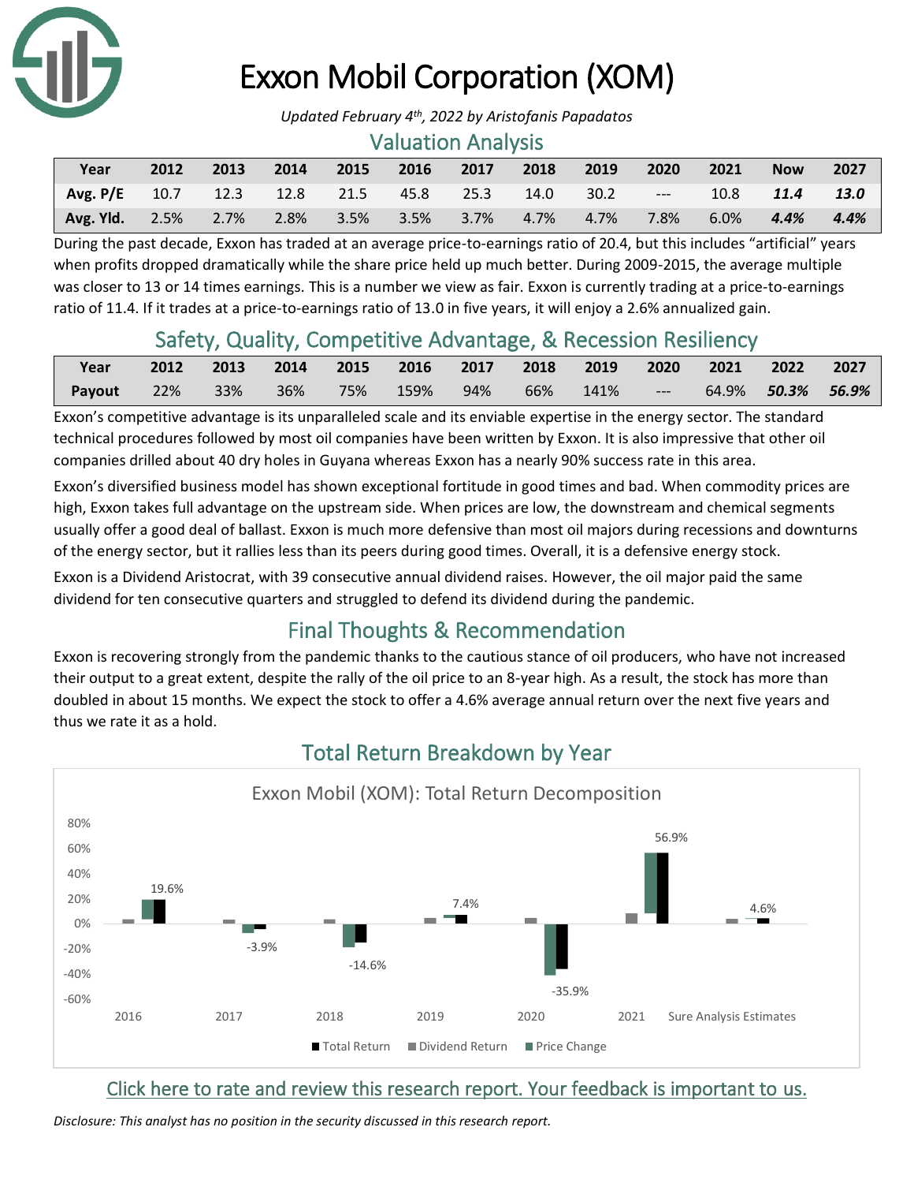# Exxon Mobil Corporation (XOM)

*Updated February 4th, 2022 by Aristofanis Papadatos*

## Valuation Analysis

| Year | 2012 | 2013 | 2014 | 2015 | 2016 | 2017 | 2018 | 2019 | 2020 | 2021 | Now | 2027 |
|---|---|---|---|---|---|---|---|---|---|---|---|---|
| **Avg. P/E** | 10.7 | 12.3 | 12.8 | 21.5 | 45.8 | 25.3 | 14.0 | 30.2 | --- | 10.8 | ***11.4*** | ***13.0*** |
| **Avg. Yld.** | 2.5% | 2.7% | 2.8% | 3.5% | 3.5% | 3.7% | 4.7% | 4.7% | 7.8% | 6.0% | ***4.4%*** | ***4.4%*** |

During the past decade, Exxon has traded at an average price-to-earnings ratio of 20.4, but this includes "artificial" years when profits dropped dramatically while the share price held up much better. During 2009-2015, the average multiple was closer to 13 or 14 times earnings. This is a number we view as fair. Exxon is currently trading at a price-to-earnings ratio of 11.4. If it trades at a price-to-earnings ratio of 13.0 in five years, it will enjoy a 2.6% annualized gain.

## Safety, Quality, Competitive Advantage, & Recession Resiliency

| Year | 2012 | 2013 | 2014 | 2015 | 2016 | 2017 | 2018 | 2019 | 2020 | 2021 | 2022 | 2027 |
|---|---|---|---|---|---|---|---|---|---|---|---|---|
| **Payout** | 22% | 33% | 36% | 75% | 159% | 94% | 66% | 141% | --- | 64.9% | ***50.3%*** | ***56.9%*** |

Exxon's competitive advantage is its unparalleled scale and its enviable expertise in the energy sector. The standard technical procedures followed by most oil companies have been written by Exxon. It is also impressive that other oil companies drilled about 40 dry holes in Guyana whereas Exxon has a nearly 90% success rate in this area.

Exxon's diversified business model has shown exceptional fortitude in good times and bad. When commodity prices are high, Exxon takes full advantage on the upstream side. When prices are low, the downstream and chemical segments usually offer a good deal of ballast. Exxon is much more defensive than most oil majors during recessions and downturns of the energy sector, but it rallies less than its peers during good times. Overall, it is a defensive energy stock.

Exxon is a Dividend Aristocrat, with 39 consecutive annual dividend raises. However, the oil major paid the same dividend for ten consecutive quarters and struggled to defend its dividend during the pandemic.

## Final Thoughts & Recommendation

Exxon is recovering strongly from the pandemic thanks to the cautious stance of oil producers, who have not increased their output to a great extent, despite the rally of the oil price to an 8-year high. As a result, the stock has more than doubled in about 15 months. We expect the stock to offer a 4.6% average annual return over the next five years and thus we rate it as a hold.

## Total Return Breakdown by Year

Exxon Mobil (XOM): Total Return Decomposition

| | 2016 | 2017 | 2018 | 2019 | 2020 | 2021 | Sure Analysis Estimates |
|---|---|---|---|---|---|---|---|
| Total Return | 19.6% | -3.9% | -14.6% | 7.4% | -35.9% | 56.9% | 4.6% |

Legend: Total Return, Dividend Return, Price Change

Click here to rate and review this research report. Your feedback is important to us.

*Disclosure: This analyst has no position in the security discussed in this research report.*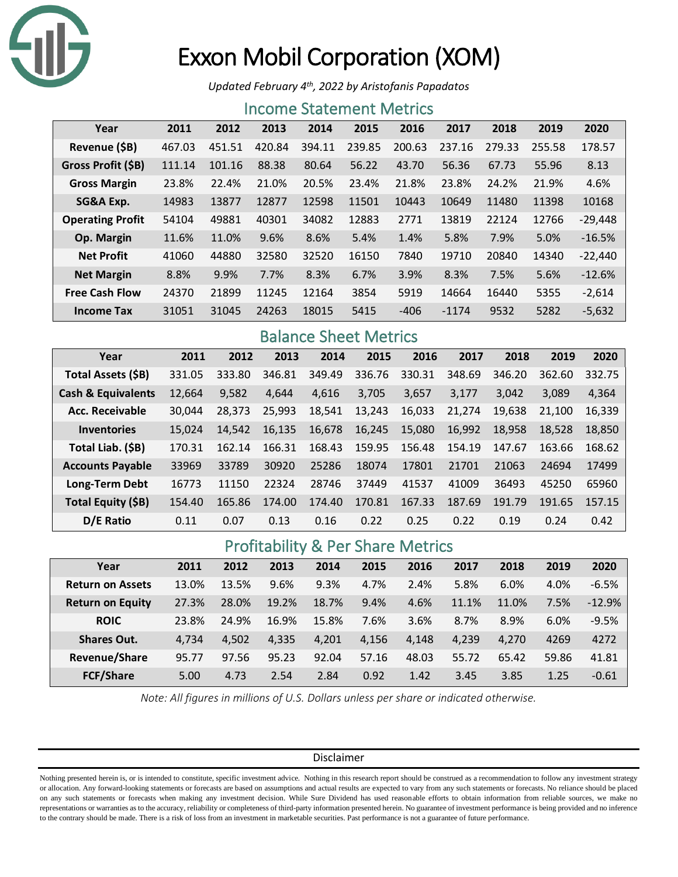# Exxon Mobil Corporation (XOM)

*Updated February 4th, 2022 by Aristofanis Papadatos*

## Income Statement Metrics

| Year | 2011 | 2012 | 2013 | 2014 | 2015 | 2016 | 2017 | 2018 | 2019 | 2020 |
|---|---|---|---|---|---|---|---|---|---|---|
| Revenue ($B) | 467.03 | 451.51 | 420.84 | 394.11 | 239.85 | 200.63 | 237.16 | 279.33 | 255.58 | 178.57 |
| Gross Profit ($B) | 111.14 | 101.16 | 88.38 | 80.64 | 56.22 | 43.70 | 56.36 | 67.73 | 55.96 | 8.13 |
| Gross Margin | 23.8% | 22.4% | 21.0% | 20.5% | 23.4% | 21.8% | 23.8% | 24.2% | 21.9% | 4.6% |
| SG&A Exp. | 14983 | 13877 | 12877 | 12598 | 11501 | 10443 | 10649 | 11480 | 11398 | 10168 |
| Operating Profit | 54104 | 49881 | 40301 | 34082 | 12883 | 2771 | 13819 | 22124 | 12766 | -29,448 |
| Op. Margin | 11.6% | 11.0% | 9.6% | 8.6% | 5.4% | 1.4% | 5.8% | 7.9% | 5.0% | -16.5% |
| Net Profit | 41060 | 44880 | 32580 | 32520 | 16150 | 7840 | 19710 | 20840 | 14340 | -22,440 |
| Net Margin | 8.8% | 9.9% | 7.7% | 8.3% | 6.7% | 3.9% | 8.3% | 7.5% | 5.6% | -12.6% |
| Free Cash Flow | 24370 | 21899 | 11245 | 12164 | 3854 | 5919 | 14664 | 16440 | 5355 | -2,614 |
| Income Tax | 31051 | 31045 | 24263 | 18015 | 5415 | -406 | -1174 | 9532 | 5282 | -5,632 |

## Balance Sheet Metrics

| Year | 2011 | 2012 | 2013 | 2014 | 2015 | 2016 | 2017 | 2018 | 2019 | 2020 |
|---|---|---|---|---|---|---|---|---|---|---|
| Total Assets ($B) | 331.05 | 333.80 | 346.81 | 349.49 | 336.76 | 330.31 | 348.69 | 346.20 | 362.60 | 332.75 |
| Cash & Equivalents | 12,664 | 9,582 | 4,644 | 4,616 | 3,705 | 3,657 | 3,177 | 3,042 | 3,089 | 4,364 |
| Acc. Receivable | 30,044 | 28,373 | 25,993 | 18,541 | 13,243 | 16,033 | 21,274 | 19,638 | 21,100 | 16,339 |
| Inventories | 15,024 | 14,542 | 16,135 | 16,678 | 16,245 | 15,080 | 16,992 | 18,958 | 18,528 | 18,850 |
| Total Liab. ($B) | 170.31 | 162.14 | 166.31 | 168.43 | 159.95 | 156.48 | 154.19 | 147.67 | 163.66 | 168.62 |
| Accounts Payable | 33969 | 33789 | 30920 | 25286 | 18074 | 17801 | 21701 | 21063 | 24694 | 17499 |
| Long-Term Debt | 16773 | 11150 | 22324 | 28746 | 37449 | 41537 | 41009 | 36493 | 45250 | 65960 |
| Total Equity ($B) | 154.40 | 165.86 | 174.00 | 174.40 | 170.81 | 167.33 | 187.69 | 191.79 | 191.65 | 157.15 |
| D/E Ratio | 0.11 | 0.07 | 0.13 | 0.16 | 0.22 | 0.25 | 0.22 | 0.19 | 0.24 | 0.42 |

## Profitability & Per Share Metrics

| Year | 2011 | 2012 | 2013 | 2014 | 2015 | 2016 | 2017 | 2018 | 2019 | 2020 |
|---|---|---|---|---|---|---|---|---|---|---|
| Return on Assets | 13.0% | 13.5% | 9.6% | 9.3% | 4.7% | 2.4% | 5.8% | 6.0% | 4.0% | -6.5% |
| Return on Equity | 27.3% | 28.0% | 19.2% | 18.7% | 9.4% | 4.6% | 11.1% | 11.0% | 7.5% | -12.9% |
| ROIC | 23.8% | 24.9% | 16.9% | 15.8% | 7.6% | 3.6% | 8.7% | 8.9% | 6.0% | -9.5% |
| Shares Out. | 4,734 | 4,502 | 4,335 | 4,201 | 4,156 | 4,148 | 4,239 | 4,270 | 4269 | 4272 |
| Revenue/Share | 95.77 | 97.56 | 95.23 | 92.04 | 57.16 | 48.03 | 55.72 | 65.42 | 59.86 | 41.81 |
| FCF/Share | 5.00 | 4.73 | 2.54 | 2.84 | 0.92 | 1.42 | 3.45 | 3.85 | 1.25 | -0.61 |

*Note: All figures in millions of U.S. Dollars unless per share or indicated otherwise.*

---

Disclaimer

Nothing presented herein is, or is intended to constitute, specific investment advice. Nothing in this research report should be construed as a recommendation to follow any investment strategy or allocation. Any forward-looking statements or forecasts are based on assumptions and actual results are expected to vary from any such statements or forecasts. No reliance should be placed on any such statements or forecasts when making any investment decision. While Sure Dividend has used reasonable efforts to obtain information from reliable sources, we make no representations or warranties as to the accuracy, reliability or completeness of third-party information presented herein. No guarantee of investment performance is being provided and no inference to the contrary should be made. There is a risk of loss from an investment in marketable securities. Past performance is not a guarantee of future performance.